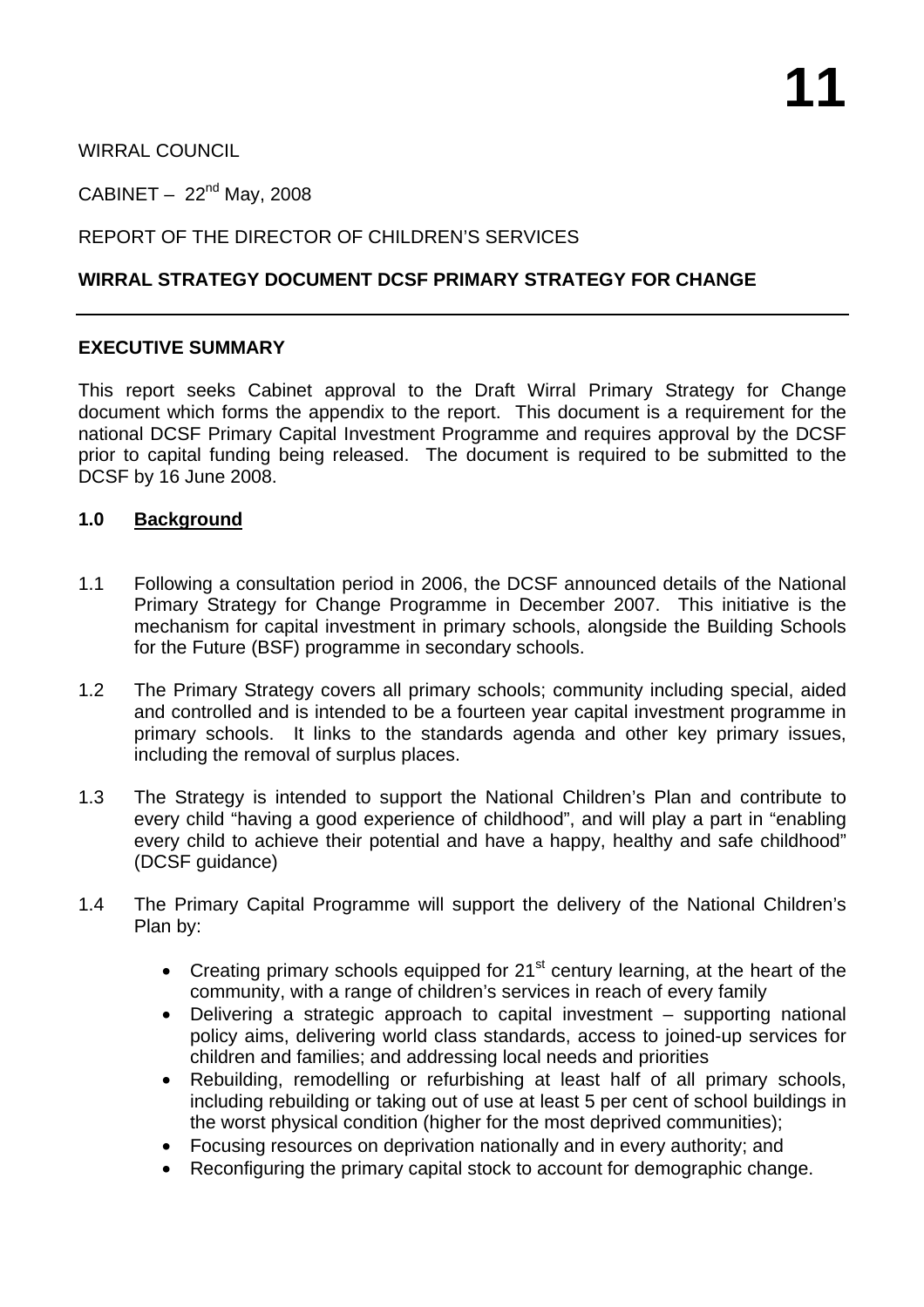# 11

WIRRAL COUNCIL

CABINET – 22nd May, 2008

REPORT OF THE DIRECTOR OF CHILDREN'S SERVICES

**WIRRAL STRATEGY DOCUMENT DCSF PRIMARY STRATEGY FOR CHANGE**

---

**EXECUTIVE SUMMARY**

This report seeks Cabinet approval to the Draft Wirral Primary Strategy for Change document which forms the appendix to the report. This document is a requirement for the national DCSF Primary Capital Investment Programme and requires approval by the DCSF prior to capital funding being released. The document is required to be submitted to the DCSF by 16 June 2008.

**1.0 Background**

1.1 Following a consultation period in 2006, the DCSF announced details of the National Primary Strategy for Change Programme in December 2007. This initiative is the mechanism for capital investment in primary schools, alongside the Building Schools for the Future (BSF) programme in secondary schools.

1.2 The Primary Strategy covers all primary schools; community including special, aided and controlled and is intended to be a fourteen year capital investment programme in primary schools. It links to the standards agenda and other key primary issues, including the removal of surplus places.

1.3 The Strategy is intended to support the National Children's Plan and contribute to every child "having a good experience of childhood", and will play a part in "enabling every child to achieve their potential and have a happy, healthy and safe childhood" (DCSF guidance)

1.4 The Primary Capital Programme will support the delivery of the National Children's Plan by:

- Creating primary schools equipped for 21st century learning, at the heart of the community, with a range of children's services in reach of every family
- Delivering a strategic approach to capital investment – supporting national policy aims, delivering world class standards, access to joined-up services for children and families; and addressing local needs and priorities
- Rebuilding, remodelling or refurbishing at least half of all primary schools, including rebuilding or taking out of use at least 5 per cent of school buildings in the worst physical condition (higher for the most deprived communities);
- Focusing resources on deprivation nationally and in every authority; and
- Reconfiguring the primary capital stock to account for demographic change.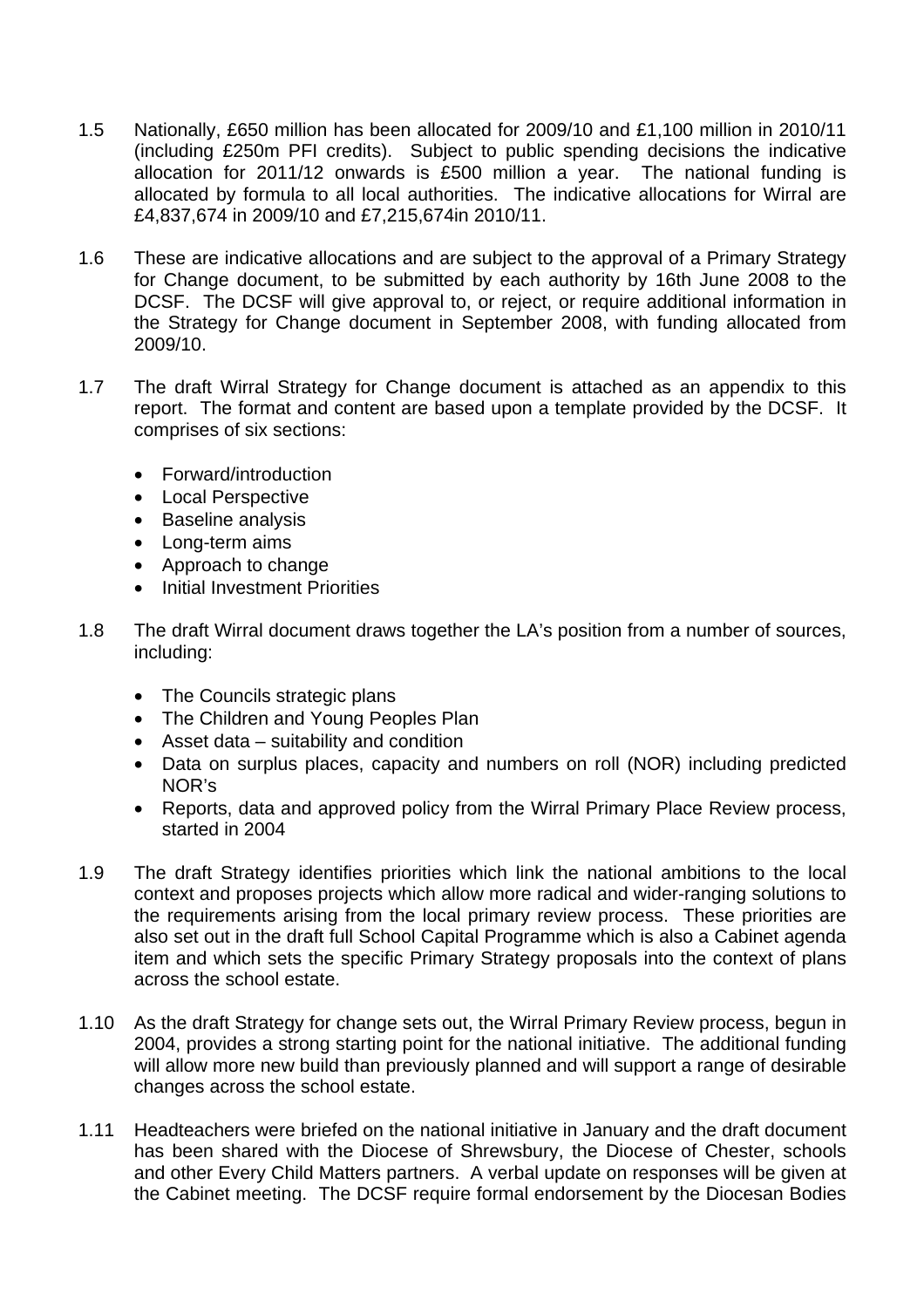1.5 Nationally, £650 million has been allocated for 2009/10 and £1,100 million in 2010/11 (including £250m PFI credits). Subject to public spending decisions the indicative allocation for 2011/12 onwards is £500 million a year. The national funding is allocated by formula to all local authorities. The indicative allocations for Wirral are £4,837,674 in 2009/10 and £7,215,674in 2010/11.

1.6 These are indicative allocations and are subject to the approval of a Primary Strategy for Change document, to be submitted by each authority by 16th June 2008 to the DCSF. The DCSF will give approval to, or reject, or require additional information in the Strategy for Change document in September 2008, with funding allocated from 2009/10.

1.7 The draft Wirral Strategy for Change document is attached as an appendix to this report. The format and content are based upon a template provided by the DCSF. It comprises of six sections:

- Forward/introduction
- Local Perspective
- Baseline analysis
- Long-term aims
- Approach to change
- Initial Investment Priorities

1.8 The draft Wirral document draws together the LA's position from a number of sources, including:

- The Councils strategic plans
- The Children and Young Peoples Plan
- Asset data – suitability and condition
- Data on surplus places, capacity and numbers on roll (NOR) including predicted NOR's
- Reports, data and approved policy from the Wirral Primary Place Review process, started in 2004

1.9 The draft Strategy identifies priorities which link the national ambitions to the local context and proposes projects which allow more radical and wider-ranging solutions to the requirements arising from the local primary review process. These priorities are also set out in the draft full School Capital Programme which is also a Cabinet agenda item and which sets the specific Primary Strategy proposals into the context of plans across the school estate.

1.10 As the draft Strategy for change sets out, the Wirral Primary Review process, begun in 2004, provides a strong starting point for the national initiative. The additional funding will allow more new build than previously planned and will support a range of desirable changes across the school estate.

1.11 Headteachers were briefed on the national initiative in January and the draft document has been shared with the Diocese of Shrewsbury, the Diocese of Chester, schools and other Every Child Matters partners. A verbal update on responses will be given at the Cabinet meeting. The DCSF require formal endorsement by the Diocesan Bodies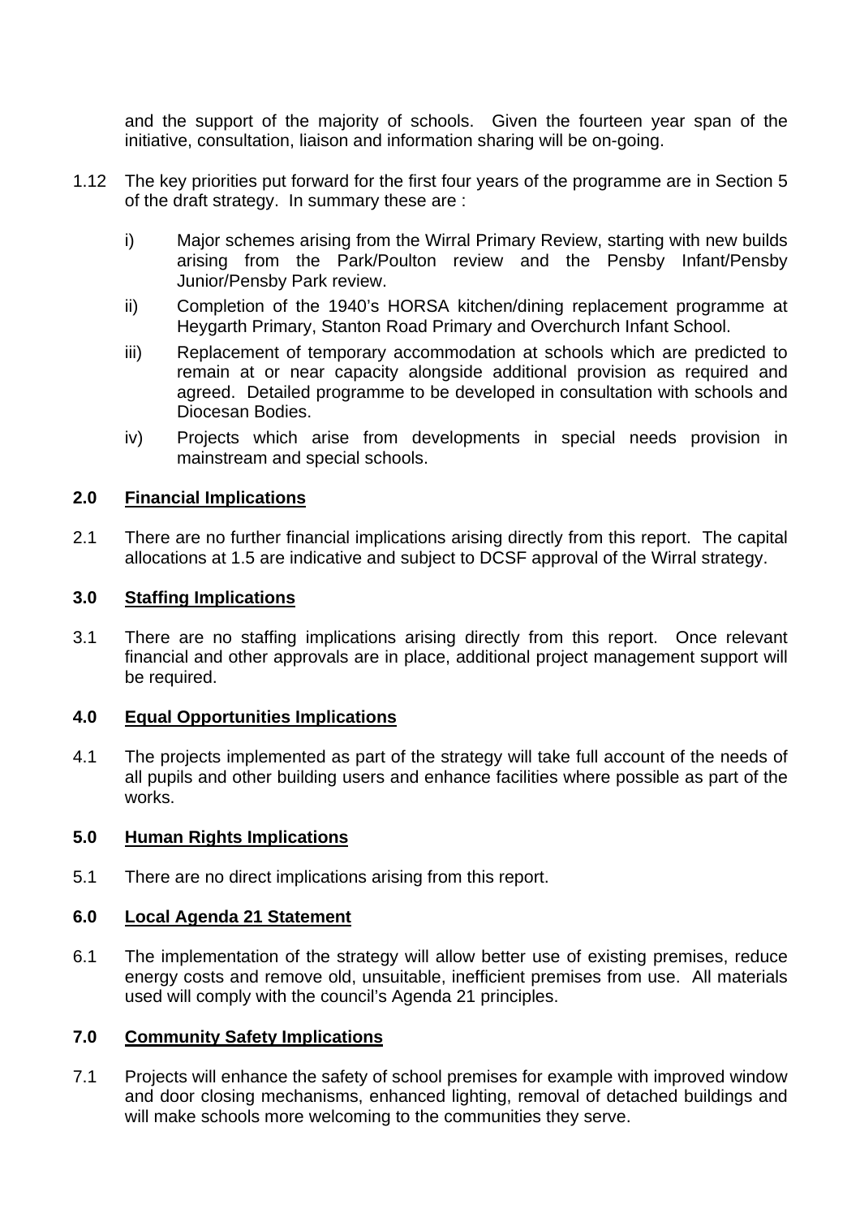and the support of the majority of schools. Given the fourteen year span of the initiative, consultation, liaison and information sharing will be on-going.

1.12 The key priorities put forward for the first four years of the programme are in Section 5 of the draft strategy. In summary these are :

i) Major schemes arising from the Wirral Primary Review, starting with new builds arising from the Park/Poulton review and the Pensby Infant/Pensby Junior/Pensby Park review.

ii) Completion of the 1940's HORSA kitchen/dining replacement programme at Heygarth Primary, Stanton Road Primary and Overchurch Infant School.

iii) Replacement of temporary accommodation at schools which are predicted to remain at or near capacity alongside additional provision as required and agreed. Detailed programme to be developed in consultation with schools and Diocesan Bodies.

iv) Projects which arise from developments in special needs provision in mainstream and special schools.

## 2.0 Financial Implications

2.1 There are no further financial implications arising directly from this report. The capital allocations at 1.5 are indicative and subject to DCSF approval of the Wirral strategy.

## 3.0 Staffing Implications

3.1 There are no staffing implications arising directly from this report. Once relevant financial and other approvals are in place, additional project management support will be required.

## 4.0 Equal Opportunities Implications

4.1 The projects implemented as part of the strategy will take full account of the needs of all pupils and other building users and enhance facilities where possible as part of the works.

## 5.0 Human Rights Implications

5.1 There are no direct implications arising from this report.

## 6.0 Local Agenda 21 Statement

6.1 The implementation of the strategy will allow better use of existing premises, reduce energy costs and remove old, unsuitable, inefficient premises from use. All materials used will comply with the council's Agenda 21 principles.

## 7.0 Community Safety Implications

7.1 Projects will enhance the safety of school premises for example with improved window and door closing mechanisms, enhanced lighting, removal of detached buildings and will make schools more welcoming to the communities they serve.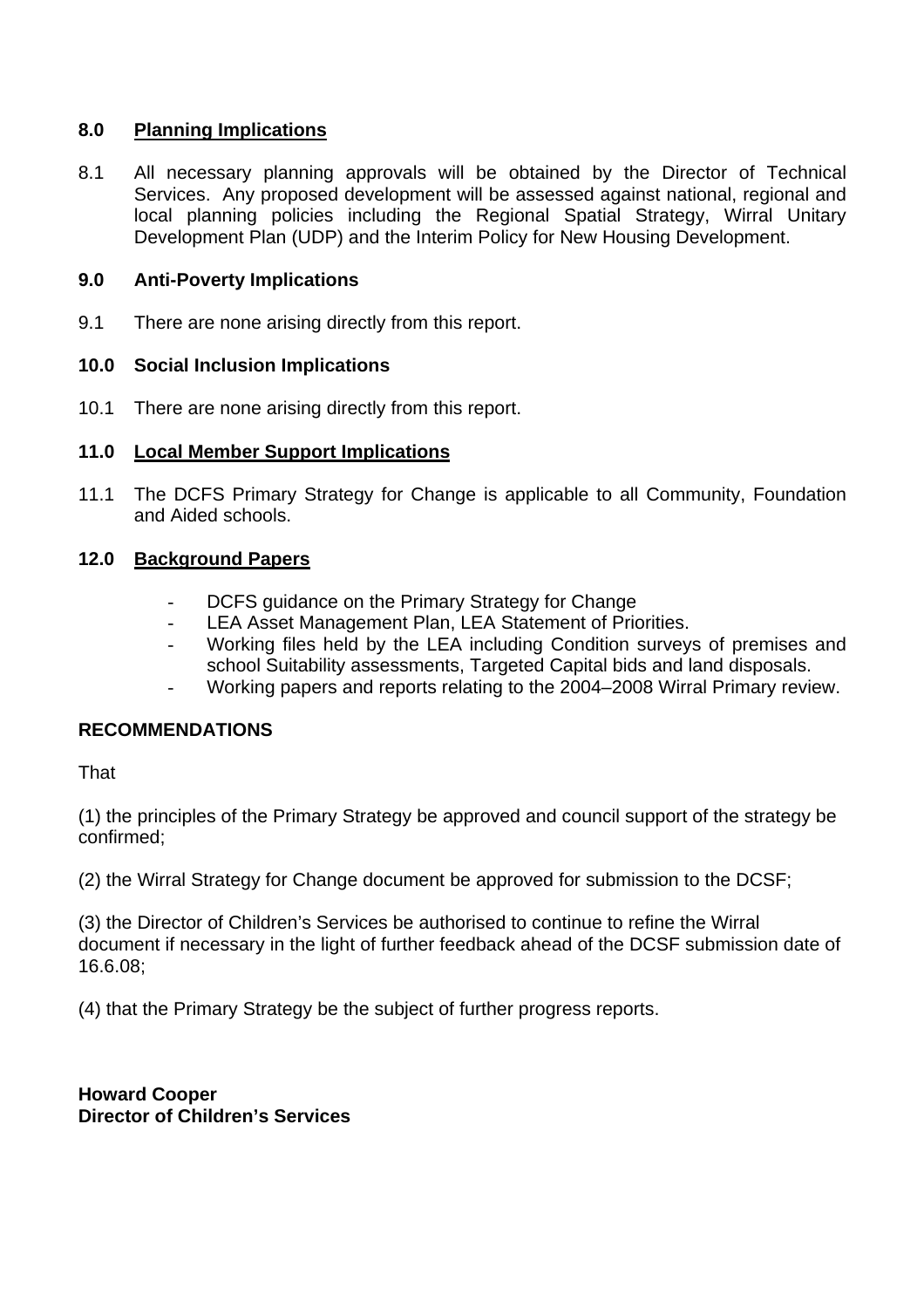## 8.0 Planning Implications

8.1 All necessary planning approvals will be obtained by the Director of Technical Services. Any proposed development will be assessed against national, regional and local planning policies including the Regional Spatial Strategy, Wirral Unitary Development Plan (UDP) and the Interim Policy for New Housing Development.

## 9.0 Anti-Poverty Implications

9.1 There are none arising directly from this report.

## 10.0 Social Inclusion Implications

10.1 There are none arising directly from this report.

## 11.0 Local Member Support Implications

11.1 The DCFS Primary Strategy for Change is applicable to all Community, Foundation and Aided schools.

## 12.0 Background Papers

- DCFS guidance on the Primary Strategy for Change
- LEA Asset Management Plan, LEA Statement of Priorities.
- Working files held by the LEA including Condition surveys of premises and school Suitability assessments, Targeted Capital bids and land disposals.
- Working papers and reports relating to the 2004–2008 Wirral Primary review.

## RECOMMENDATIONS

That

(1) the principles of the Primary Strategy be approved and council support of the strategy be confirmed;

(2) the Wirral Strategy for Change document be approved for submission to the DCSF;

(3) the Director of Children's Services be authorised to continue to refine the Wirral document if necessary in the light of further feedback ahead of the DCSF submission date of 16.6.08;

(4) that the Primary Strategy be the subject of further progress reports.

**Howard Cooper**
**Director of Children's Services**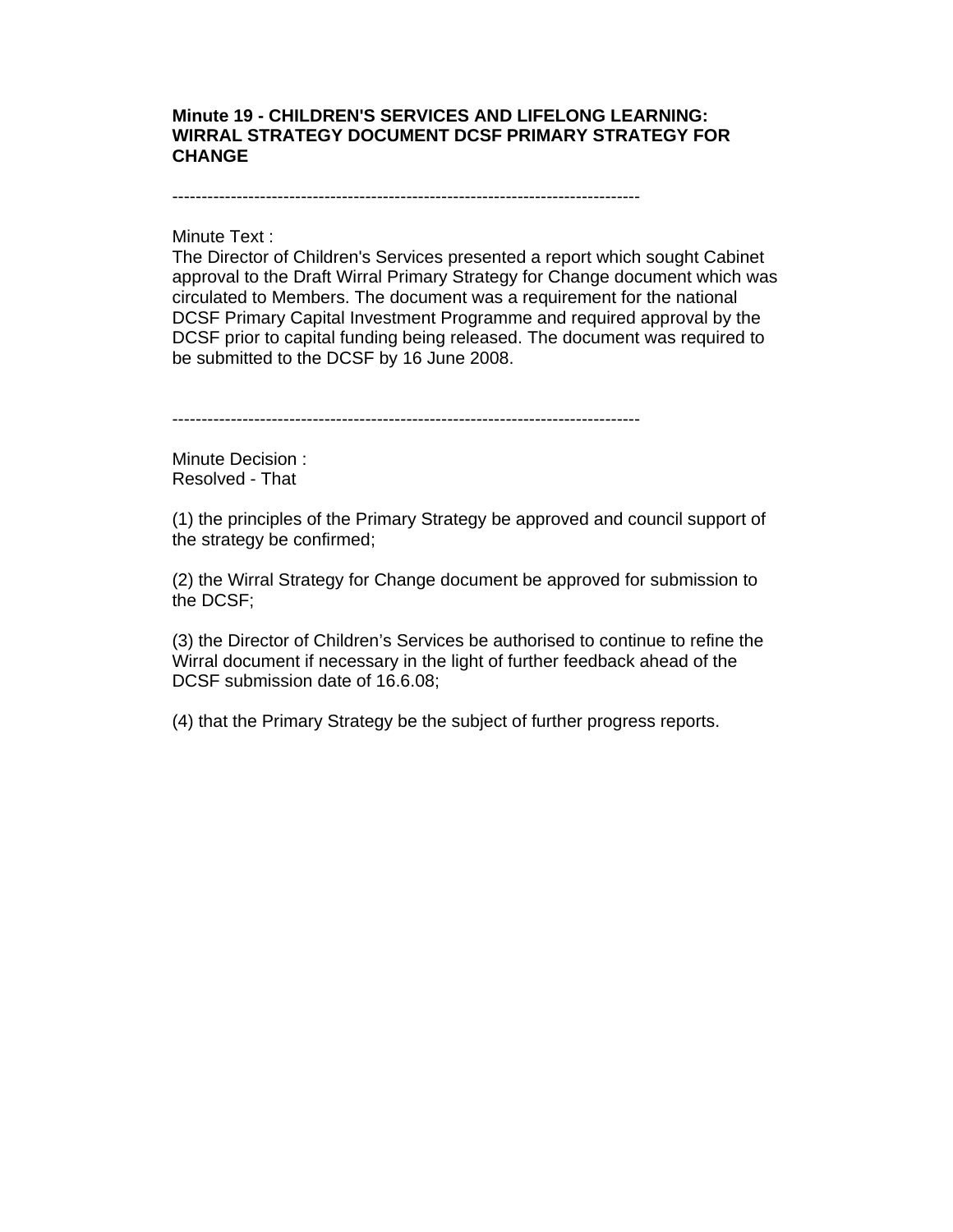**Minute 19 - CHILDREN'S SERVICES AND LIFELONG LEARNING: WIRRAL STRATEGY DOCUMENT DCSF PRIMARY STRATEGY FOR CHANGE**

--------------------------------------------------------------------------------

Minute Text :
The Director of Children's Services presented a report which sought Cabinet approval to the Draft Wirral Primary Strategy for Change document which was circulated to Members. The document was a requirement for the national DCSF Primary Capital Investment Programme and required approval by the DCSF prior to capital funding being released. The document was required to be submitted to the DCSF by 16 June 2008.

--------------------------------------------------------------------------------

Minute Decision :
Resolved - That

(1) the principles of the Primary Strategy be approved and council support of the strategy be confirmed;

(2) the Wirral Strategy for Change document be approved for submission to the DCSF;

(3) the Director of Children's Services be authorised to continue to refine the Wirral document if necessary in the light of further feedback ahead of the DCSF submission date of 16.6.08;

(4) that the Primary Strategy be the subject of further progress reports.